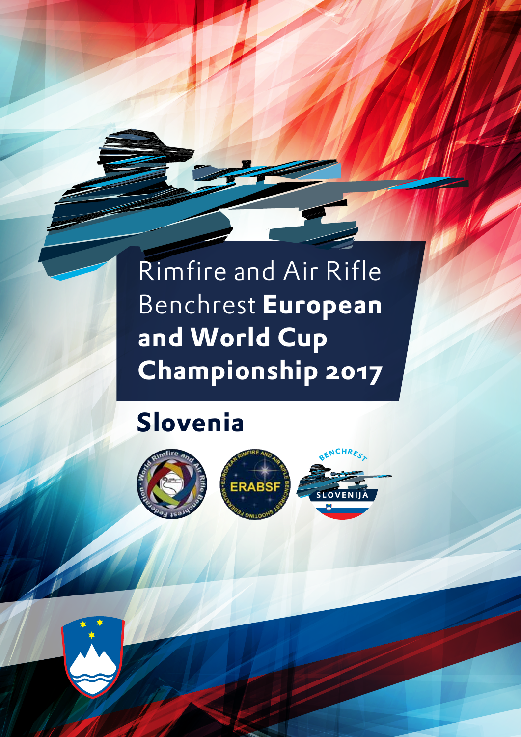# Rimfire and Air Rifle Benchrest **European and World Cup Championship 2017**

## Slovenia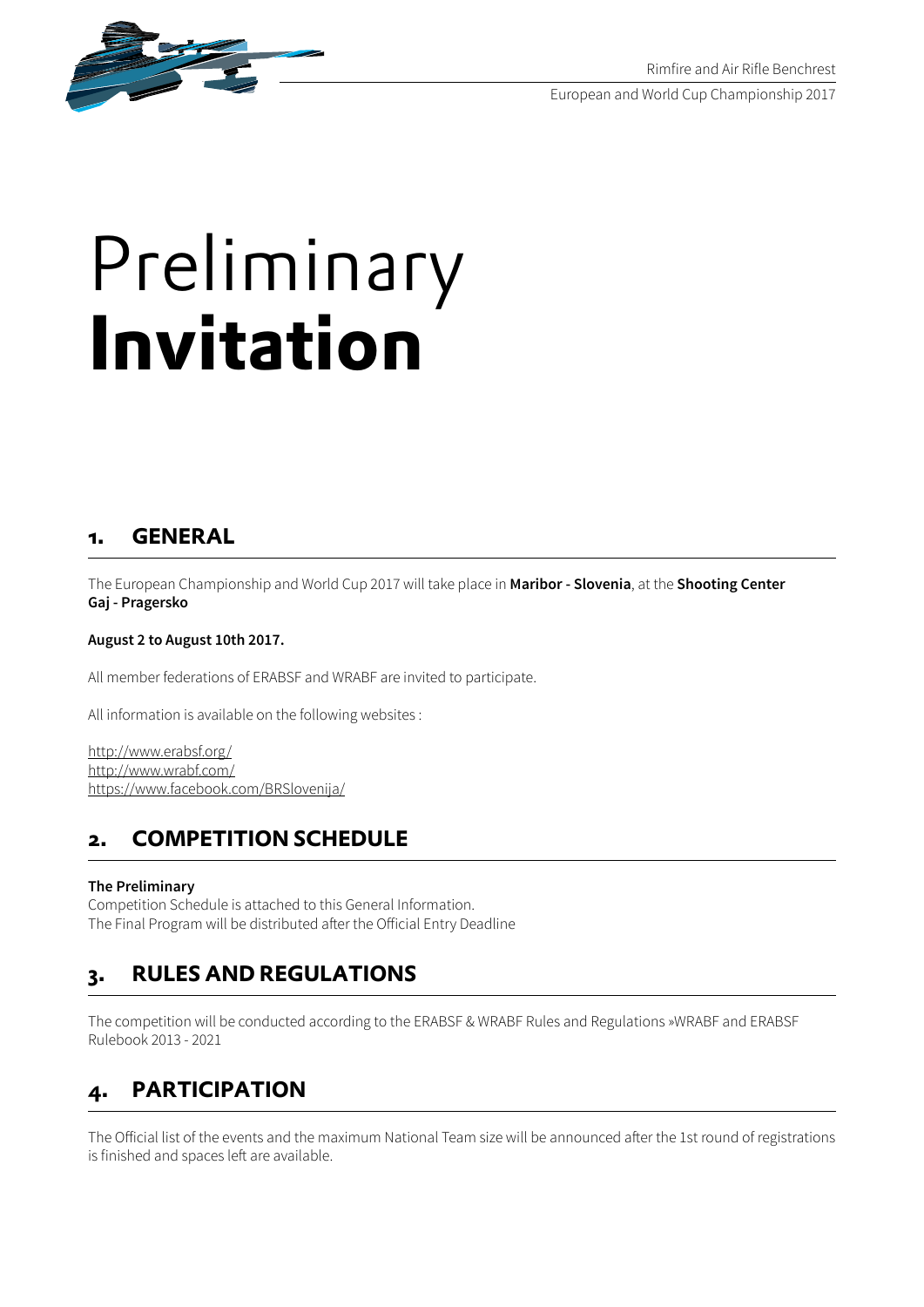# Preliminary **Invitation**

## 1. GENERAL

The European Championship and World Cup 2017 will take place in **Maribor - Slovenia**, at the **Shooting Center Gaj - Pragersko**

**August 2 to August 10th 2017.**

All member federations of ERABSF and WRABF are invited to participate.

All information is available on the following websites :

http://www.erabsf.org/
http://www.wrabf.com/
https://www.facebook.com/BRSlovenija/

## 2. COMPETITION SCHEDULE

**The Preliminary**
Competition Schedule is attached to this General Information.
The Final Program will be distributed after the Official Entry Deadline

## 3. RULES AND REGULATIONS

The competition will be conducted according to the ERABSF & WRABF Rules and Regulations »WRABF and ERABSF Rulebook 2013 - 2021

## 4. PARTICIPATION

The Official list of the events and the maximum National Team size will be announced after the 1st round of registrations is finished and spaces left are available.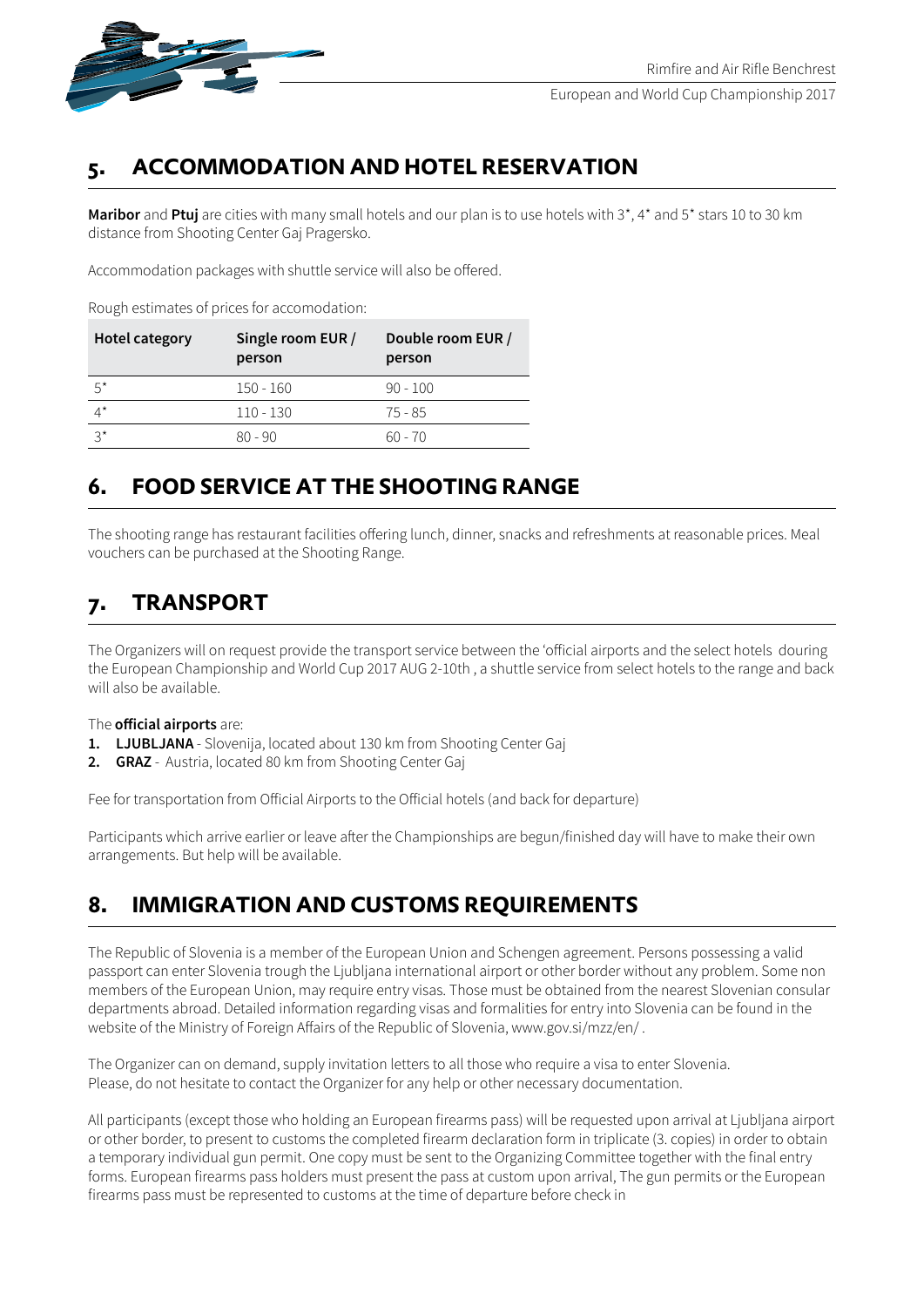## 5. ACCOMMODATION AND HOTEL RESERVATION

**Maribor** and **Ptuj** are cities with many small hotels and our plan is to use hotels with 3*, 4* and 5* stars 10 to 30 km distance from Shooting Center Gaj Pragersko.

Accommodation packages with shuttle service will also be offered.

Rough estimates of prices for accomodation:

| Hotel category | Single room EUR / person | Double room EUR / person |
|---|---|---|
| 5* | 150 - 160 | 90 - 100 |
| 4* | 110 - 130 | 75 - 85 |
| 3* | 80 - 90 | 60 - 70 |

## 6. FOOD SERVICE AT THE SHOOTING RANGE

The shooting range has restaurant facilities offering lunch, dinner, snacks and refreshments at reasonable prices. Meal vouchers can be purchased at the Shooting Range.

## 7. TRANSPORT

The Organizers will on request provide the transport service between the 'official airports and the select hotels douring the European Championship and World Cup 2017 AUG 2-10th , a shuttle service from select hotels to the range and back will also be available.

The **official airports** are:

1. **LJUBLJANA** - Slovenija, located about 130 km from Shooting Center Gaj
2. **GRAZ** - Austria, located 80 km from Shooting Center Gaj

Fee for transportation from Official Airports to the Official hotels (and back for departure)

Participants which arrive earlier or leave after the Championships are begun/finished day will have to make their own arrangements. But help will be available.

## 8. IMMIGRATION AND CUSTOMS REQUIREMENTS

The Republic of Slovenia is a member of the European Union and Schengen agreement. Persons possessing a valid passport can enter Slovenia trough the Ljubljana international airport or other border without any problem. Some non members of the European Union, may require entry visas. Those must be obtained from the nearest Slovenian consular departments abroad. Detailed information regarding visas and formalities for entry into Slovenia can be found in the website of the Ministry of Foreign Affairs of the Republic of Slovenia, www.gov.si/mzz/en/ .

The Organizer can on demand, supply invitation letters to all those who require a visa to enter Slovenia.
Please, do not hesitate to contact the Organizer for any help or other necessary documentation.

All participants (except those who holding an European firearms pass) will be requested upon arrival at Ljubljana airport or other border, to present to customs the completed firearm declaration form in triplicate (3. copies) in order to obtain a temporary individual gun permit. One copy must be sent to the Organizing Committee together with the final entry forms. European firearms pass holders must present the pass at custom upon arrival, The gun permits or the European firearms pass must be represented to customs at the time of departure before check in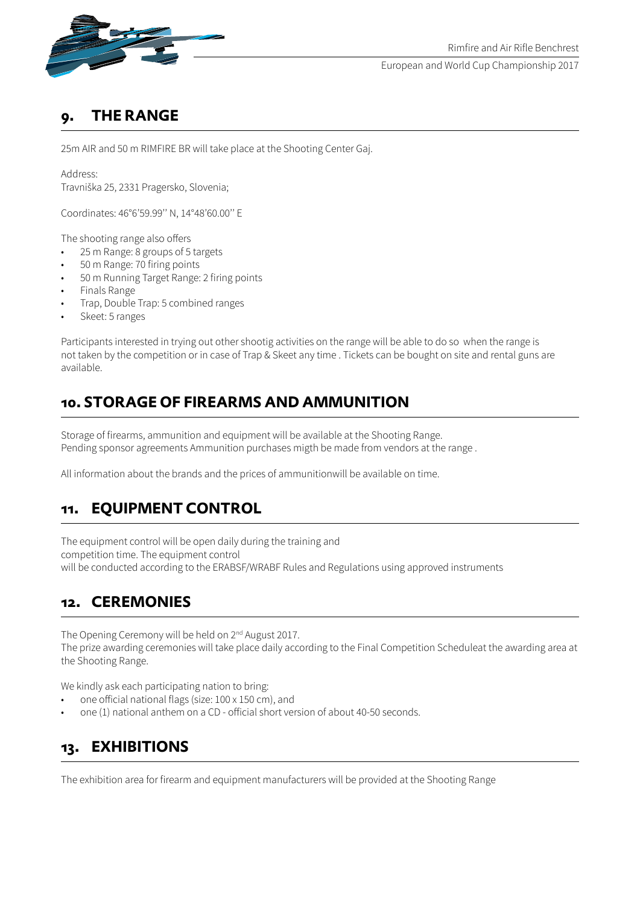## 9. THE RANGE

25m AIR and 50 m RIMFIRE BR will take place at the Shooting Center Gaj.

Address:
Travniška 25, 2331 Pragersko, Slovenia;

Coordinates: 46°6'59.99'' N, 14°48'60.00'' E

The shooting range also offers

- 25 m Range: 8 groups of 5 targets
- 50 m Range: 70 firing points
- 50 m Running Target Range: 2 firing points
- Finals Range
- Trap, Double Trap: 5 combined ranges
- Skeet: 5 ranges

Participants interested in trying out other shootig activities on the range will be able to do so when the range is not taken by the competition or in case of Trap & Skeet any time . Tickets can be bought on site and rental guns are available.

## 10. STORAGE OF FIREARMS AND AMMUNITION

Storage of firearms, ammunition and equipment will be available at the Shooting Range.
Pending sponsor agreements Ammunition purchases migth be made from vendors at the range .

All information about the brands and the prices of ammunitionwill be available on time.

## 11. EQUIPMENT CONTROL

The equipment control will be open daily during the training and competition time. The equipment control will be conducted according to the ERABSF/WRABF Rules and Regulations using approved instruments

## 12. CEREMONIES

The Opening Ceremony will be held on 2nd August 2017.
The prize awarding ceremonies will take place daily according to the Final Competition Scheduleat the awarding area at the Shooting Range.

We kindly ask each participating nation to bring:

- one official national flags (size: 100 x 150 cm), and
- one (1) national anthem on a CD - official short version of about 40-50 seconds.

## 13. EXHIBITIONS

The exhibition area for firearm and equipment manufacturers will be provided at the Shooting Range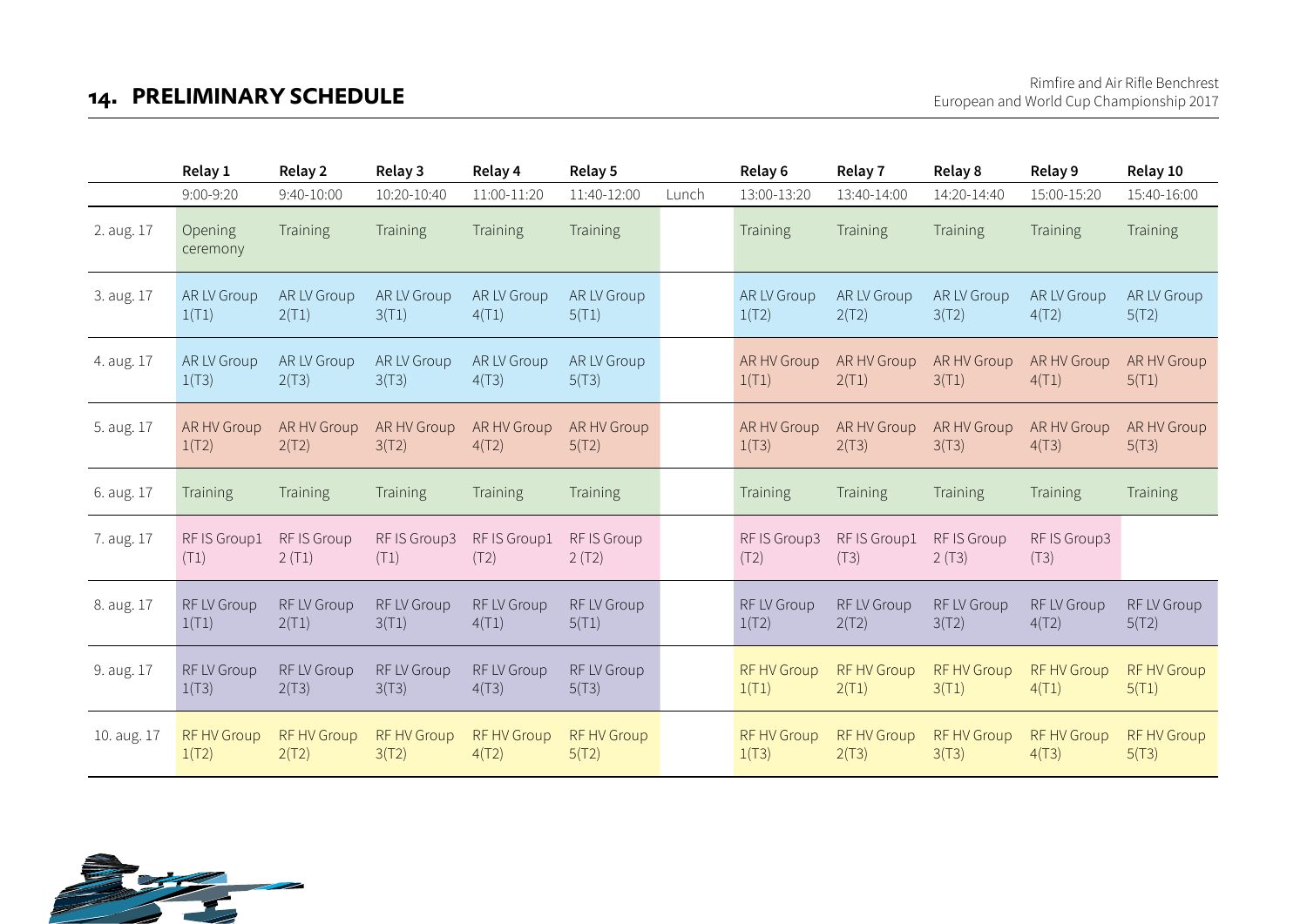## 14. PRELIMINARY SCHEDULE

| | Relay 1 | Relay 2 | Relay 3 | Relay 4 | Relay 5 | | Relay 6 | Relay 7 | Relay 8 | Relay 9 | Relay 10 |
|---|---|---|---|---|---|---|---|---|---|---|---|
| | 9:00-9:20 | 9:40-10:00 | 10:20-10:40 | 11:00-11:20 | 11:40-12:00 | Lunch | 13:00-13:20 | 13:40-14:00 | 14:20-14:40 | 15:00-15:20 | 15:40-16:00 |
| 2. aug. 17 | Opening ceremony | Training | Training | Training | Training | | Training | Training | Training | Training | Training |
| 3. aug. 17 | AR LV Group 1(T1) | AR LV Group 2(T1) | AR LV Group 3(T1) | AR LV Group 4(T1) | AR LV Group 5(T1) | | AR LV Group 1(T2) | AR LV Group 2(T2) | AR LV Group 3(T2) | AR LV Group 4(T2) | AR LV Group 5(T2) |
| 4. aug. 17 | AR LV Group 1(T3) | AR LV Group 2(T3) | AR LV Group 3(T3) | AR LV Group 4(T3) | AR LV Group 5(T3) | | AR HV Group 1(T1) | AR HV Group 2(T1) | AR HV Group 3(T1) | AR HV Group 4(T1) | AR HV Group 5(T1) |
| 5. aug. 17 | AR HV Group 1(T2) | AR HV Group 2(T2) | AR HV Group 3(T2) | AR HV Group 4(T2) | AR HV Group 5(T2) | | AR HV Group 1(T3) | AR HV Group 2(T3) | AR HV Group 3(T3) | AR HV Group 4(T3) | AR HV Group 5(T3) |
| 6. aug. 17 | Training | Training | Training | Training | Training | | Training | Training | Training | Training | Training |
| 7. aug. 17 | RF IS Group1 (T1) | RF IS Group 2 (T1) | RF IS Group3 (T1) | RF IS Group1 (T2) | RF IS Group 2 (T2) | | RF IS Group3 (T2) | RF IS Group1 (T3) | RF IS Group 2 (T3) | RF IS Group3 (T3) | |
| 8. aug. 17 | RF LV Group 1(T1) | RF LV Group 2(T1) | RF LV Group 3(T1) | RF LV Group 4(T1) | RF LV Group 5(T1) | | RF LV Group 1(T2) | RF LV Group 2(T2) | RF LV Group 3(T2) | RF LV Group 4(T2) | RF LV Group 5(T2) |
| 9. aug. 17 | RF LV Group 1(T3) | RF LV Group 2(T3) | RF LV Group 3(T3) | RF LV Group 4(T3) | RF LV Group 5(T3) | | RF HV Group 1(T1) | RF HV Group 2(T1) | RF HV Group 3(T1) | RF HV Group 4(T1) | RF HV Group 5(T1) |
| 10. aug. 17 | RF HV Group 1(T2) | RF HV Group 2(T2) | RF HV Group 3(T2) | RF HV Group 4(T2) | RF HV Group 5(T2) | | RF HV Group 1(T3) | RF HV Group 2(T3) | RF HV Group 3(T3) | RF HV Group 4(T3) | RF HV Group 5(T3) |